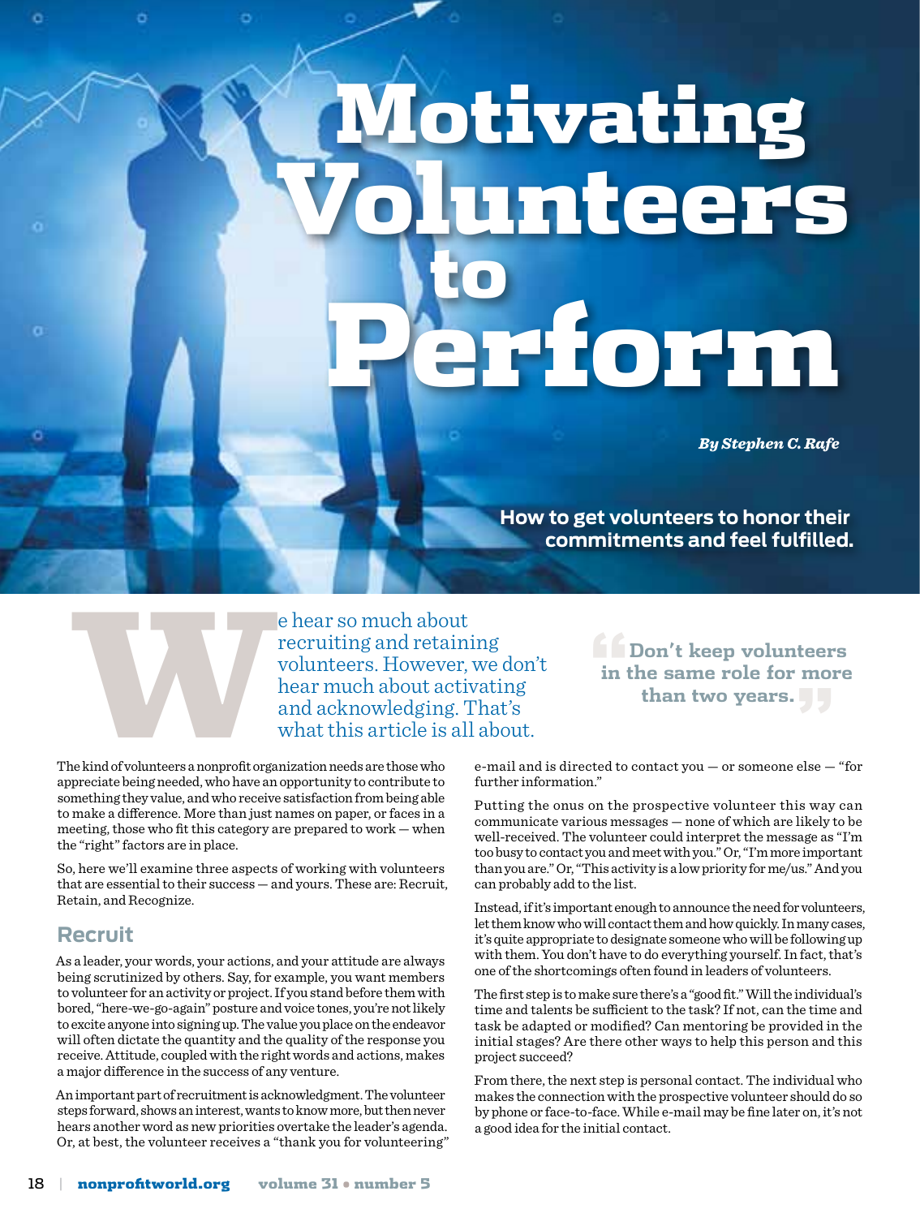# Motivating Volunteers to Perform

***By Stephen C. Rafe***

**How to get volunteers to honor their commitments and feel fulfilled.**

We hear so much about recruiting and retaining volunteers. However, we don't hear much about activating and acknowledging. That's what this article is all about.

> "Don't keep volunteers in the same role for more than two years."

The kind of volunteers a nonprofit organization needs are those who appreciate being needed, who have an opportunity to contribute to something they value, and who receive satisfaction from being able to make a difference. More than just names on paper, or faces in a meeting, those who fit this category are prepared to work — when the "right" factors are in place.

So, here we'll examine three aspects of working with volunteers that are essential to their success — and yours. These are: Recruit, Retain, and Recognize.

## Recruit

As a leader, your words, your actions, and your attitude are always being scrutinized by others. Say, for example, you want members to volunteer for an activity or project. If you stand before them with bored, "here-we-go-again" posture and voice tones, you're not likely to excite anyone into signing up. The value you place on the endeavor will often dictate the quantity and the quality of the response you receive. Attitude, coupled with the right words and actions, makes a major difference in the success of any venture.

An important part of recruitment is acknowledgment. The volunteer steps forward, shows an interest, wants to know more, but then never hears another word as new priorities overtake the leader's agenda. Or, at best, the volunteer receives a "thank you for volunteering" e-mail and is directed to contact you — or someone else — "for further information."

Putting the onus on the prospective volunteer this way can communicate various messages — none of which are likely to be well-received. The volunteer could interpret the message as "I'm too busy to contact you and meet with you." Or, "I'm more important than you are." Or, "This activity is a low priority for me/us." And you can probably add to the list.

Instead, if it's important enough to announce the need for volunteers, let them know who will contact them and how quickly. In many cases, it's quite appropriate to designate someone who will be following up with them. You don't have to do everything yourself. In fact, that's one of the shortcomings often found in leaders of volunteers.

The first step is to make sure there's a "good fit." Will the individual's time and talents be sufficient to the task? If not, can the time and task be adapted or modified? Can mentoring be provided in the initial stages? Are there other ways to help this person and this project succeed?

From there, the next step is personal contact. The individual who makes the connection with the prospective volunteer should do so by phone or face-to-face. While e-mail may be fine later on, it's not a good idea for the initial contact.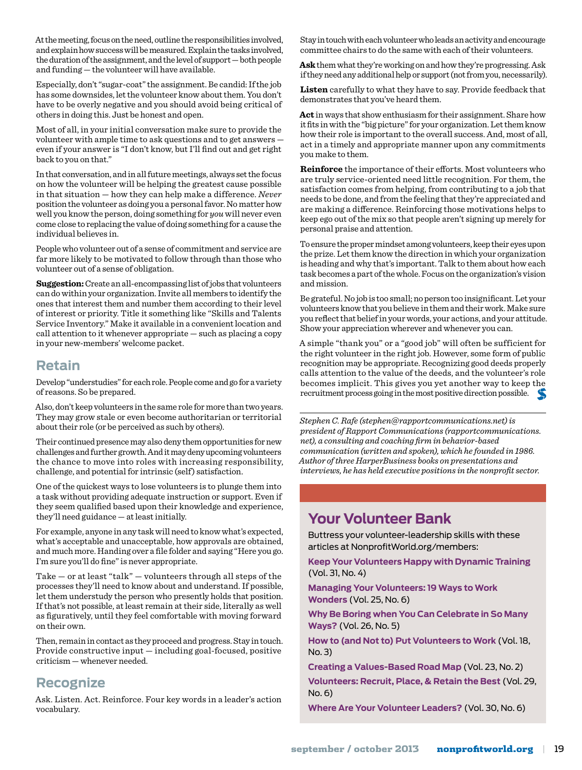At the meeting, focus on the need, outline the responsibilities involved, and explain how success will be measured. Explain the tasks involved, the duration of the assignment, and the level of support — both people and funding — the volunteer will have available.

Especially, don't "sugar-coat" the assignment. Be candid: If the job has some downsides, let the volunteer know about them. You don't have to be overly negative and you should avoid being critical of others in doing this. Just be honest and open.

Most of all, in your initial conversation make sure to provide the volunteer with ample time to ask questions and to get answers — even if your answer is "I don't know, but I'll find out and get right back to you on that."

In that conversation, and in all future meetings, always set the focus on how the volunteer will be helping the greatest cause possible in that situation — how they can help make a difference. *Never* position the volunteer as doing you a personal favor. No matter how well you know the person, doing something for *you* will never even come close to replacing the value of doing something for a cause the individual believes in.

People who volunteer out of a sense of commitment and service are far more likely to be motivated to follow through than those who volunteer out of a sense of obligation.

**Suggestion:** Create an all-encompassing list of jobs that volunteers can do within your organization. Invite all members to identify the ones that interest them and number them according to their level of interest or priority. Title it something like "Skills and Talents Service Inventory." Make it available in a convenient location and call attention to it whenever appropriate — such as placing a copy in your new-members' welcome packet.

## Retain

Develop "understudies" for each role. People come and go for a variety of reasons. So be prepared.

Also, don't keep volunteers in the same role for more than two years. They may grow stale or even become authoritarian or territorial about their role (or be perceived as such by others).

Their continued presence may also deny them opportunities for new challenges and further growth. And it may deny upcoming volunteers the chance to move into roles with increasing responsibility, challenge, and potential for intrinsic (self) satisfaction.

One of the quickest ways to lose volunteers is to plunge them into a task without providing adequate instruction or support. Even if they seem qualified based upon their knowledge and experience, they'll need guidance — at least initially.

For example, anyone in any task will need to know what's expected, what's acceptable and unacceptable, how approvals are obtained, and much more. Handing over a file folder and saying "Here you go. I'm sure you'll do fine" is never appropriate.

Take — or at least "talk" — volunteers through all steps of the processes they'll need to know about and understand. If possible, let them understudy the person who presently holds that position. If that's not possible, at least remain at their side, literally as well as figuratively, until they feel comfortable with moving forward on their own.

Then, remain in contact as they proceed and progress. Stay in touch. Provide constructive input — including goal-focused, positive criticism — whenever needed.

## Recognize

Ask. Listen. Act. Reinforce. Four key words in a leader's action vocabulary.

Stay in touch with each volunteer who leads an activity and encourage committee chairs to do the same with each of their volunteers.

**Ask** them what they're working on and how they're progressing. Ask if they need any additional help or support (not from you, necessarily).

**Listen** carefully to what they have to say. Provide feedback that demonstrates that you've heard them.

**Act** in ways that show enthusiasm for their assignment. Share how it fits in with the "big picture" for your organization. Let them know how their role is important to the overall success. And, most of all, act in a timely and appropriate manner upon any commitments you make to them.

**Reinforce** the importance of their efforts. Most volunteers who are truly service-oriented need little recognition. For them, the satisfaction comes from helping, from contributing to a job that needs to be done, and from the feeling that they're appreciated and are making a difference. Reinforcing those motivations helps to keep ego out of the mix so that people aren't signing up merely for personal praise and attention.

To ensure the proper mindset among volunteers, keep their eyes upon the prize. Let them know the direction in which your organization is heading and why that's important. Talk to them about how each task becomes a part of the whole. Focus on the organization's vision and mission.

Be grateful. No job is too small; no person too insignificant. Let your volunteers know that you believe in them and their work. Make sure you reflect that belief in your words, your actions, and your attitude. Show your appreciation wherever and whenever you can.

A simple "thank you" or a "good job" will often be sufficient for the right volunteer in the right job. However, some form of public recognition may be appropriate. Recognizing good deeds properly calls attention to the value of the deeds, and the volunteer's role becomes implicit. This gives you yet another way to keep the recruitment process going in the most positive direction possible.

*Stephen C. Rafe (stephen@rapportcommunications.net) is president of Rapport Communications (rapportcommunications.net), a consulting and coaching firm in behavior-based communication (written and spoken), which he founded in 1986. Author of three HarperBusiness books on presentations and interviews, he has held executive positions in the nonprofit sector.*

## Your Volunteer Bank

Buttress your volunteer-leadership skills with these articles at NonprofitWorld.org/members:

**Keep Your Volunteers Happy with Dynamic Training** (Vol. 31, No. 4)

**Managing Your Volunteers: 19 Ways to Work Wonders** (Vol. 25, No. 6)

**Why Be Boring when You Can Celebrate in So Many Ways?** (Vol. 26, No. 5)

**How to (and Not to) Put Volunteers to Work** (Vol. 18, No. 3)

**Creating a Values-Based Road Map** (Vol. 23, No. 2)

**Volunteers: Recruit, Place, & Retain the Best** (Vol. 29, No. 6)

**Where Are Your Volunteer Leaders?** (Vol. 30, No. 6)